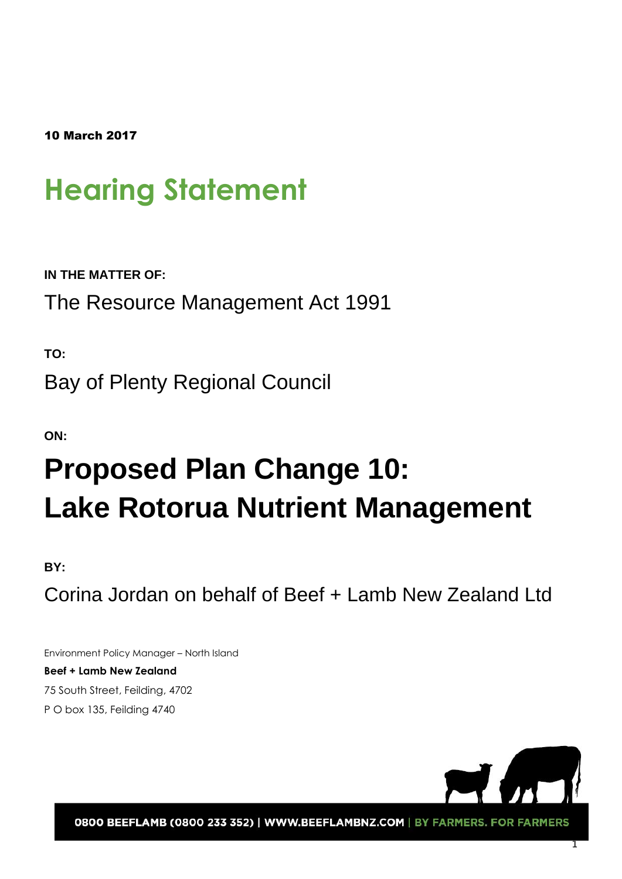**10 March 2017**

# Hearing Statement

**IN THE MATTER OF:**

The Resource Management Act 1991

**TO:**

Bay of Plenty Regional Council

**ON:**

# Proposed Plan Change 10: Lake Rotorua Nutrient Management

**BY:**

Corina Jordan on behalf of Beef + Lamb New Zealand Ltd

Environment Policy Manager – North Island
**Beef + Lamb New Zealand**
75 South Street, Feilding, 4702
P O box 135, Feilding 4740

0800 BEEFLAMB (0800 233 352) | WWW.BEEFLAMBNZ.COM | BY FARMERS. FOR FARMERS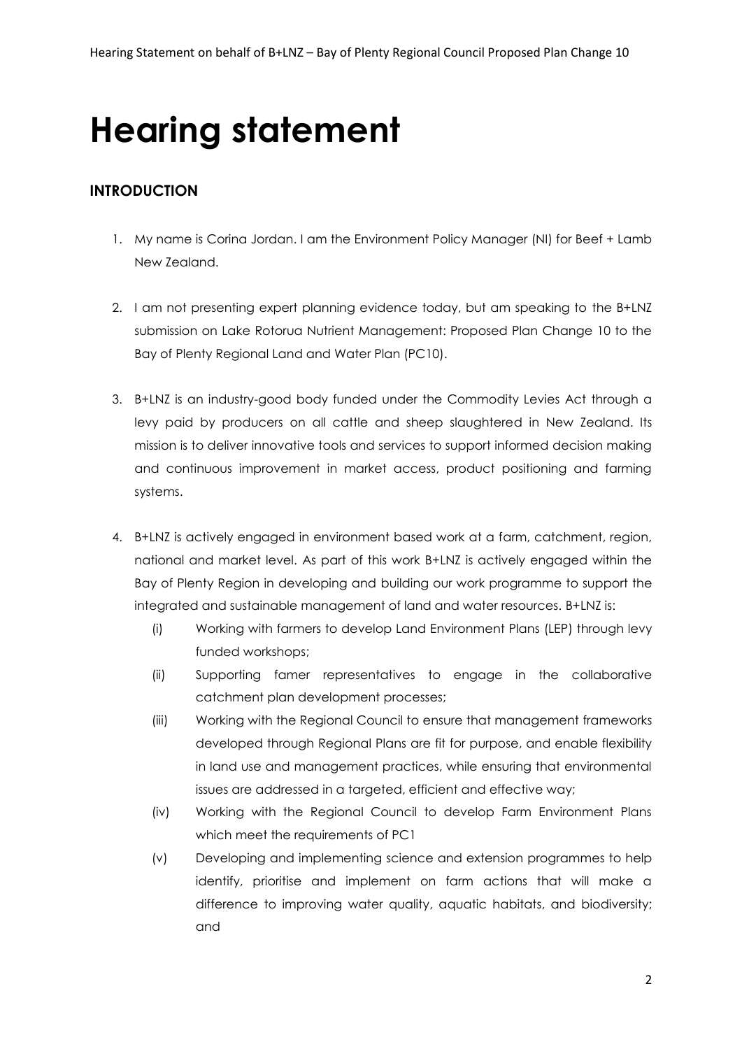# Hearing statement

## INTRODUCTION

1. My name is Corina Jordan. I am the Environment Policy Manager (NI) for Beef + Lamb New Zealand.

2. I am not presenting expert planning evidence today, but am speaking to the B+LNZ submission on Lake Rotorua Nutrient Management: Proposed Plan Change 10 to the Bay of Plenty Regional Land and Water Plan (PC10).

3. B+LNZ is an industry-good body funded under the Commodity Levies Act through a levy paid by producers on all cattle and sheep slaughtered in New Zealand. Its mission is to deliver innovative tools and services to support informed decision making and continuous improvement in market access, product positioning and farming systems.

4. B+LNZ is actively engaged in environment based work at a farm, catchment, region, national and market level. As part of this work B+LNZ is actively engaged within the Bay of Plenty Region in developing and building our work programme to support the integrated and sustainable management of land and water resources. B+LNZ is:
   - (i) Working with farmers to develop Land Environment Plans (LEP) through levy funded workshops;
   - (ii) Supporting famer representatives to engage in the collaborative catchment plan development processes;
   - (iii) Working with the Regional Council to ensure that management frameworks developed through Regional Plans are fit for purpose, and enable flexibility in land use and management practices, while ensuring that environmental issues are addressed in a targeted, efficient and effective way;
   - (iv) Working with the Regional Council to develop Farm Environment Plans which meet the requirements of PC1
   - (v) Developing and implementing science and extension programmes to help identify, prioritise and implement on farm actions that will make a difference to improving water quality, aquatic habitats, and biodiversity; and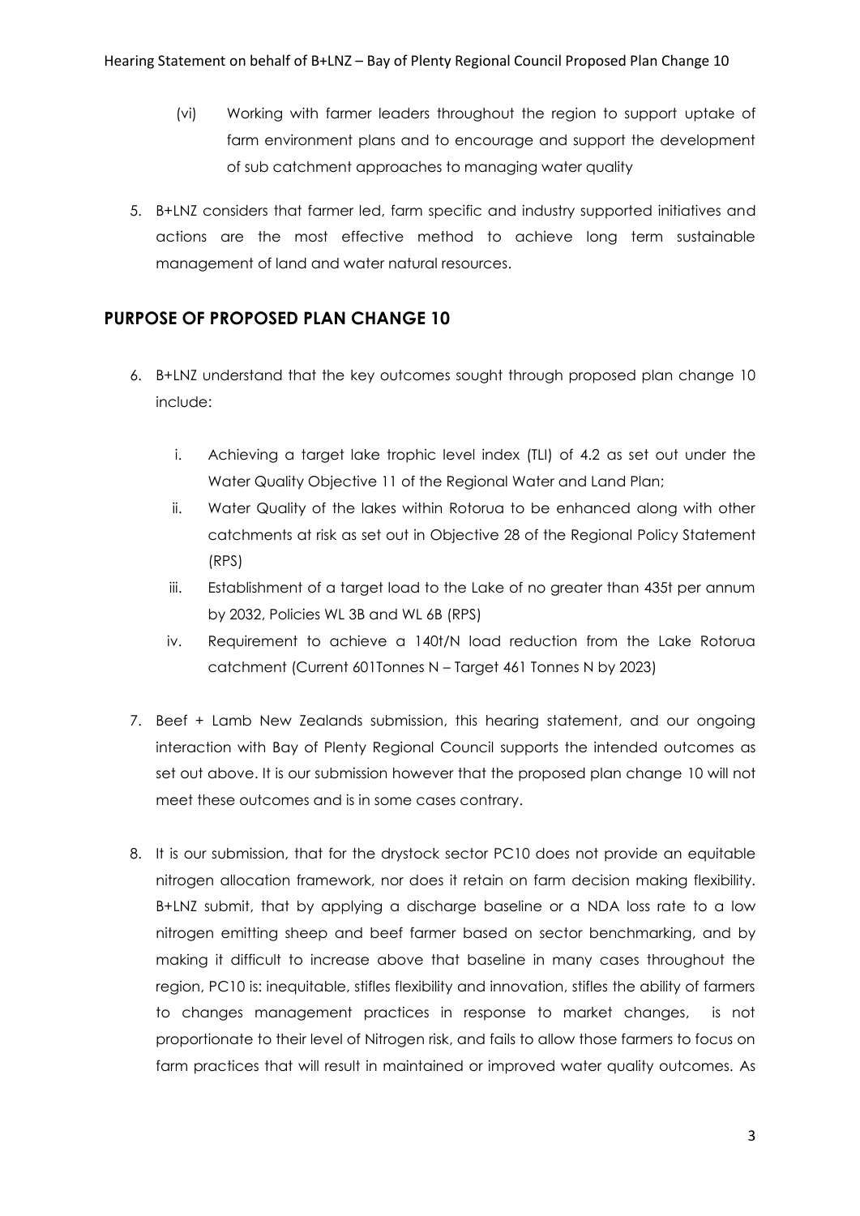(vi) Working with farmer leaders throughout the region to support uptake of farm environment plans and to encourage and support the development of sub catchment approaches to managing water quality

5. B+LNZ considers that farmer led, farm specific and industry supported initiatives and actions are the most effective method to achieve long term sustainable management of land and water natural resources.

## PURPOSE OF PROPOSED PLAN CHANGE 10

6. B+LNZ understand that the key outcomes sought through proposed plan change 10 include:

   i. Achieving a target lake trophic level index (TLI) of 4.2 as set out under the Water Quality Objective 11 of the Regional Water and Land Plan;

   ii. Water Quality of the lakes within Rotorua to be enhanced along with other catchments at risk as set out in Objective 28 of the Regional Policy Statement (RPS)

   iii. Establishment of a target load to the Lake of no greater than 435t per annum by 2032, Policies WL 3B and WL 6B (RPS)

   iv. Requirement to achieve a 140t/N load reduction from the Lake Rotorua catchment (Current 601Tonnes N – Target 461 Tonnes N by 2023)

7. Beef + Lamb New Zealands submission, this hearing statement, and our ongoing interaction with Bay of Plenty Regional Council supports the intended outcomes as set out above. It is our submission however that the proposed plan change 10 will not meet these outcomes and is in some cases contrary.

8. It is our submission, that for the drystock sector PC10 does not provide an equitable nitrogen allocation framework, nor does it retain on farm decision making flexibility. B+LNZ submit, that by applying a discharge baseline or a NDA loss rate to a low nitrogen emitting sheep and beef farmer based on sector benchmarking, and by making it difficult to increase above that baseline in many cases throughout the region, PC10 is: inequitable, stifles flexibility and innovation, stifles the ability of farmers to changes management practices in response to market changes, is not proportionate to their level of Nitrogen risk, and fails to allow those farmers to focus on farm practices that will result in maintained or improved water quality outcomes. As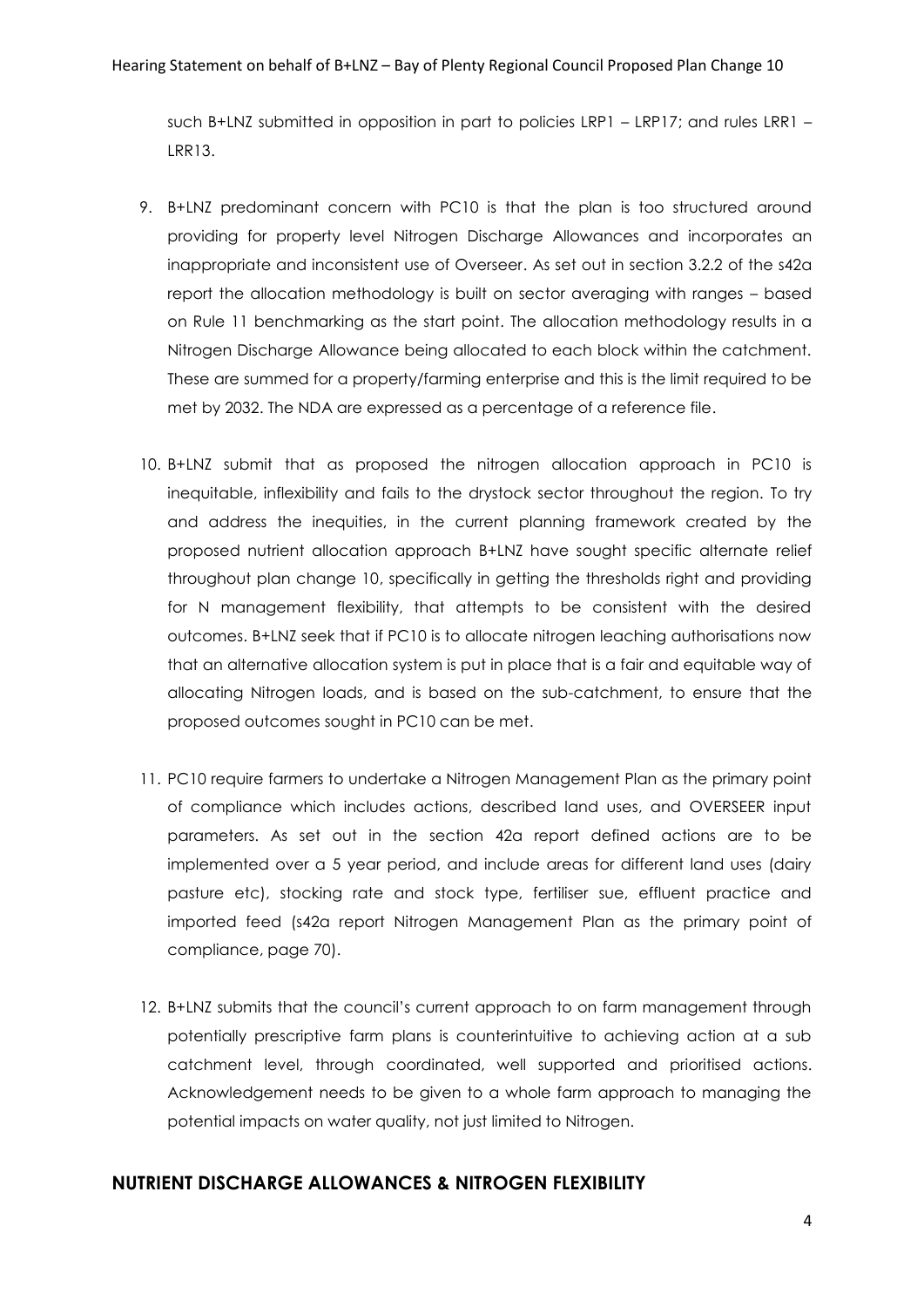such B+LNZ submitted in opposition in part to policies LRP1 – LRP17; and rules LRR1 – LRR13.

9. B+LNZ predominant concern with PC10 is that the plan is too structured around providing for property level Nitrogen Discharge Allowances and incorporates an inappropriate and inconsistent use of Overseer. As set out in section 3.2.2 of the s42a report the allocation methodology is built on sector averaging with ranges – based on Rule 11 benchmarking as the start point. The allocation methodology results in a Nitrogen Discharge Allowance being allocated to each block within the catchment. These are summed for a property/farming enterprise and this is the limit required to be met by 2032. The NDA are expressed as a percentage of a reference file.

10. B+LNZ submit that as proposed the nitrogen allocation approach in PC10 is inequitable, inflexibility and fails to the drystock sector throughout the region. To try and address the inequities, in the current planning framework created by the proposed nutrient allocation approach B+LNZ have sought specific alternate relief throughout plan change 10, specifically in getting the thresholds right and providing for N management flexibility, that attempts to be consistent with the desired outcomes. B+LNZ seek that if PC10 is to allocate nitrogen leaching authorisations now that an alternative allocation system is put in place that is a fair and equitable way of allocating Nitrogen loads, and is based on the sub-catchment, to ensure that the proposed outcomes sought in PC10 can be met.

11. PC10 require farmers to undertake a Nitrogen Management Plan as the primary point of compliance which includes actions, described land uses, and OVERSEER input parameters. As set out in the section 42a report defined actions are to be implemented over a 5 year period, and include areas for different land uses (dairy pasture etc), stocking rate and stock type, fertiliser sue, effluent practice and imported feed (s42a report Nitrogen Management Plan as the primary point of compliance, page 70).

12. B+LNZ submits that the council's current approach to on farm management through potentially prescriptive farm plans is counterintuitive to achieving action at a sub catchment level, through coordinated, well supported and prioritised actions. Acknowledgement needs to be given to a whole farm approach to managing the potential impacts on water quality, not just limited to Nitrogen.

## NUTRIENT DISCHARGE ALLOWANCES & NITROGEN FLEXIBILITY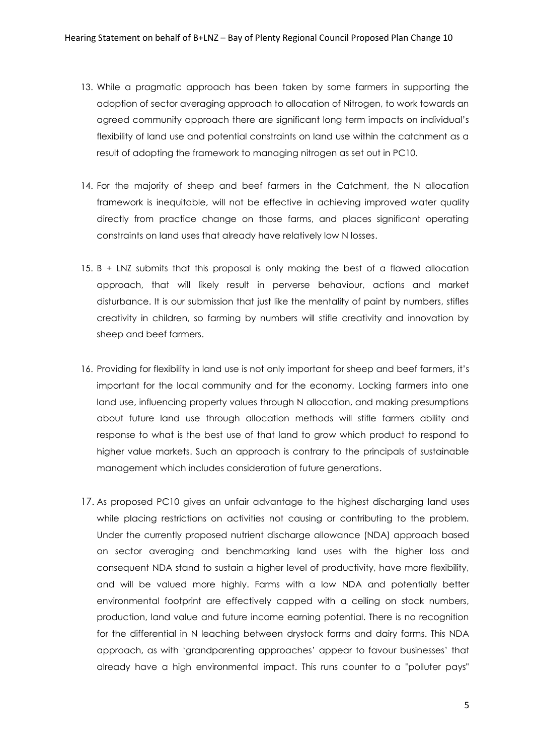13. While a pragmatic approach has been taken by some farmers in supporting the adoption of sector averaging approach to allocation of Nitrogen, to work towards an agreed community approach there are significant long term impacts on individual's flexibility of land use and potential constraints on land use within the catchment as a result of adopting the framework to managing nitrogen as set out in PC10.

14. For the majority of sheep and beef farmers in the Catchment, the N allocation framework is inequitable, will not be effective in achieving improved water quality directly from practice change on those farms, and places significant operating constraints on land uses that already have relatively low N losses.

15. B + LNZ submits that this proposal is only making the best of a flawed allocation approach, that will likely result in perverse behaviour, actions and market disturbance. It is our submission that just like the mentality of paint by numbers, stifles creativity in children, so farming by numbers will stifle creativity and innovation by sheep and beef farmers.

16. Providing for flexibility in land use is not only important for sheep and beef farmers, it's important for the local community and for the economy. Locking farmers into one land use, influencing property values through N allocation, and making presumptions about future land use through allocation methods will stifle farmers ability and response to what is the best use of that land to grow which product to respond to higher value markets. Such an approach is contrary to the principals of sustainable management which includes consideration of future generations.

17. As proposed PC10 gives an unfair advantage to the highest discharging land uses while placing restrictions on activities not causing or contributing to the problem. Under the currently proposed nutrient discharge allowance (NDA) approach based on sector averaging and benchmarking land uses with the higher loss and consequent NDA stand to sustain a higher level of productivity, have more flexibility, and will be valued more highly. Farms with a low NDA and potentially better environmental footprint are effectively capped with a ceiling on stock numbers, production, land value and future income earning potential. There is no recognition for the differential in N leaching between drystock farms and dairy farms. This NDA approach, as with 'grandparenting approaches' appear to favour businesses' that already have a high environmental impact. This runs counter to a "polluter pays"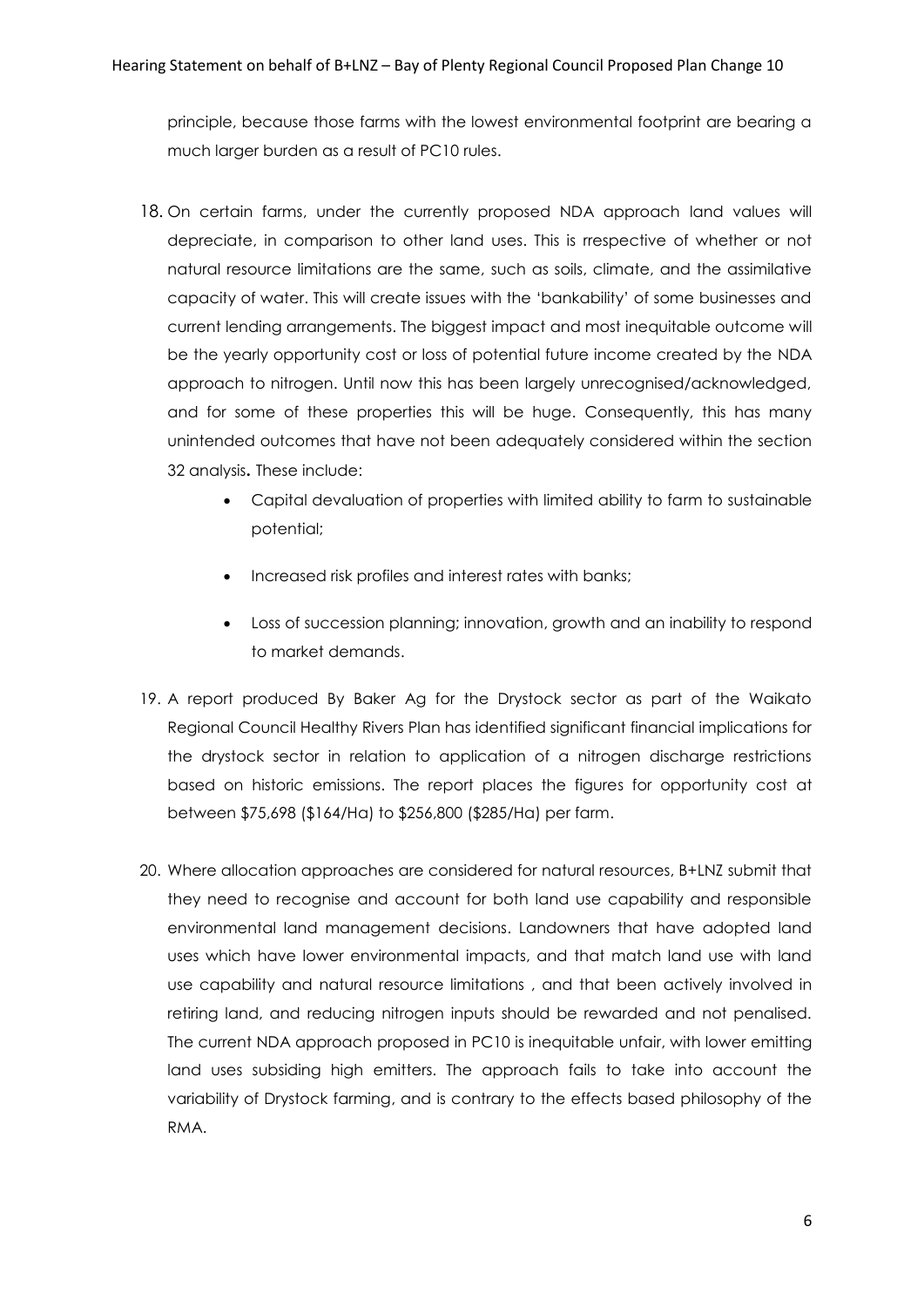principle, because those farms with the lowest environmental footprint are bearing a much larger burden as a result of PC10 rules.

18. On certain farms, under the currently proposed NDA approach land values will depreciate, in comparison to other land uses. This is rrespective of whether or not natural resource limitations are the same, such as soils, climate, and the assimilative capacity of water. This will create issues with the 'bankability' of some businesses and current lending arrangements. The biggest impact and most inequitable outcome will be the yearly opportunity cost or loss of potential future income created by the NDA approach to nitrogen. Until now this has been largely unrecognised/acknowledged, and for some of these properties this will be huge. Consequently, this has many unintended outcomes that have not been adequately considered within the section 32 analysis**.** These include:
    - Capital devaluation of properties with limited ability to farm to sustainable potential;
    - Increased risk profiles and interest rates with banks;
    - Loss of succession planning; innovation, growth and an inability to respond to market demands.

19. A report produced By Baker Ag for the Drystock sector as part of the Waikato Regional Council Healthy Rivers Plan has identified significant financial implications for the drystock sector in relation to application of a nitrogen discharge restrictions based on historic emissions. The report places the figures for opportunity cost at between $75,698 ($164/Ha) to $256,800 ($285/Ha) per farm.

20. Where allocation approaches are considered for natural resources, B+LNZ submit that they need to recognise and account for both land use capability and responsible environmental land management decisions. Landowners that have adopted land uses which have lower environmental impacts, and that match land use with land use capability and natural resource limitations , and that been actively involved in retiring land, and reducing nitrogen inputs should be rewarded and not penalised. The current NDA approach proposed in PC10 is inequitable unfair, with lower emitting land uses subsiding high emitters. The approach fails to take into account the variability of Drystock farming, and is contrary to the effects based philosophy of the RMA.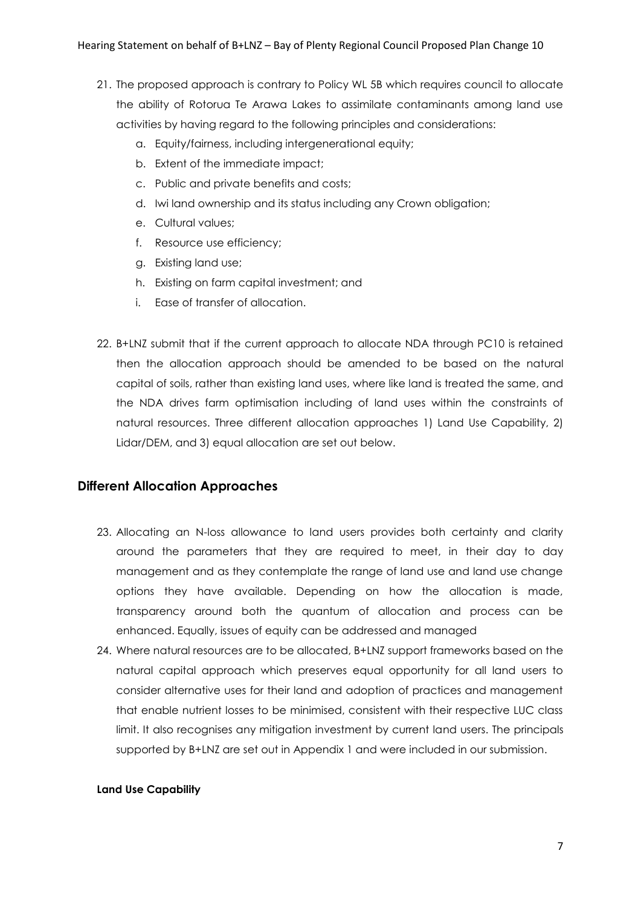21. The proposed approach is contrary to Policy WL 5B which requires council to allocate the ability of Rotorua Te Arawa Lakes to assimilate contaminants among land use activities by having regard to the following principles and considerations:
    a. Equity/fairness, including intergenerational equity;
    b. Extent of the immediate impact;
    c. Public and private benefits and costs;
    d. Iwi land ownership and its status including any Crown obligation;
    e. Cultural values;
    f. Resource use efficiency;
    g. Existing land use;
    h. Existing on farm capital investment; and
    i. Ease of transfer of allocation.

22. B+LNZ submit that if the current approach to allocate NDA through PC10 is retained then the allocation approach should be amended to be based on the natural capital of soils, rather than existing land uses, where like land is treated the same, and the NDA drives farm optimisation including of land uses within the constraints of natural resources. Three different allocation approaches 1) Land Use Capability, 2) Lidar/DEM, and 3) equal allocation are set out below.

## Different Allocation Approaches

23. Allocating an N-loss allowance to land users provides both certainty and clarity around the parameters that they are required to meet, in their day to day management and as they contemplate the range of land use and land use change options they have available. Depending on how the allocation is made, transparency around both the quantum of allocation and process can be enhanced. Equally, issues of equity can be addressed and managed

24. Where natural resources are to be allocated, B+LNZ support frameworks based on the natural capital approach which preserves equal opportunity for all land users to consider alternative uses for their land and adoption of practices and management that enable nutrient losses to be minimised, consistent with their respective LUC class limit. It also recognises any mitigation investment by current land users. The principals supported by B+LNZ are set out in Appendix 1 and were included in our submission.

#### Land Use Capability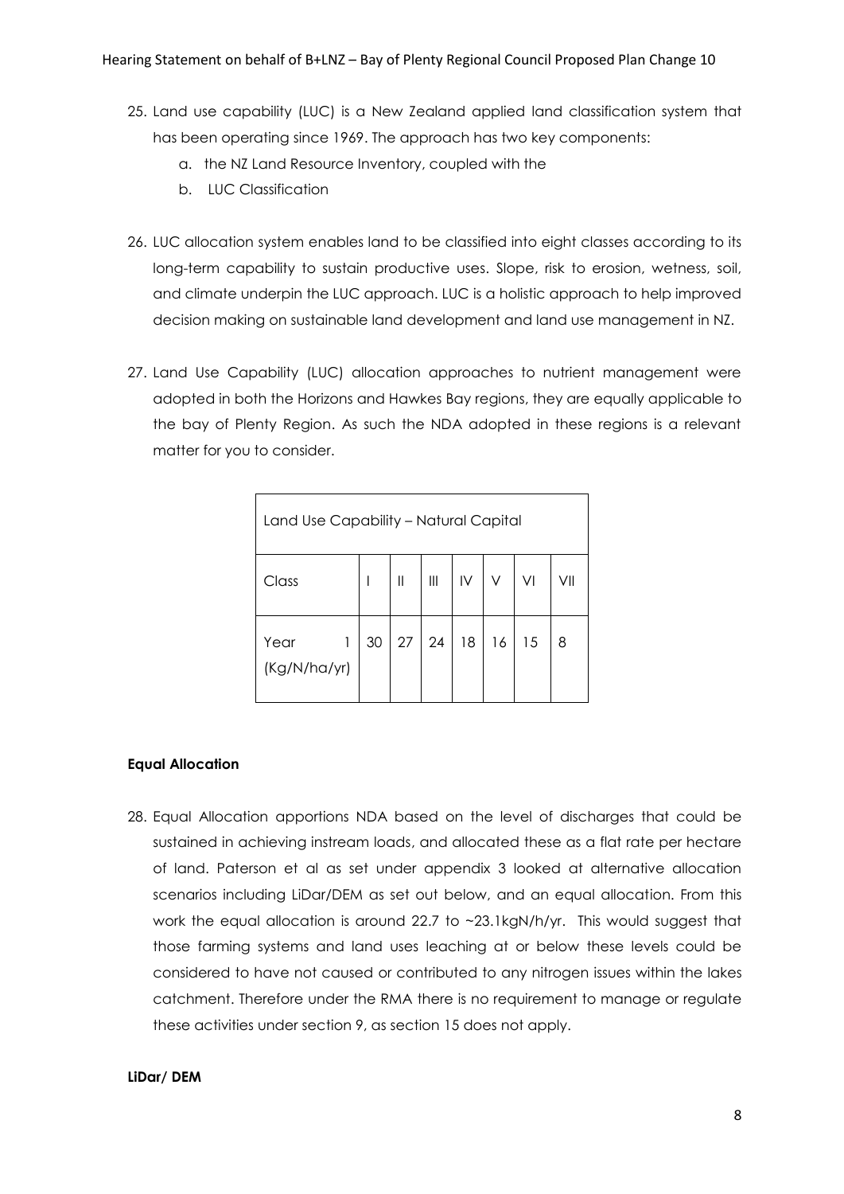25. Land use capability (LUC) is a New Zealand applied land classification system that has been operating since 1969. The approach has two key components:
    a. the NZ Land Resource Inventory, coupled with the
    b. LUC Classification

26. LUC allocation system enables land to be classified into eight classes according to its long-term capability to sustain productive uses. Slope, risk to erosion, wetness, soil, and climate underpin the LUC approach. LUC is a holistic approach to help improved decision making on sustainable land development and land use management in NZ.

27. Land Use Capability (LUC) allocation approaches to nutrient management were adopted in both the Horizons and Hawkes Bay regions, they are equally applicable to the bay of Plenty Region. As such the NDA adopted in these regions is a relevant matter for you to consider.

| Land Use Capability – Natural Capital | | | | | | | |
|---|---|---|---|---|---|---|---|
| Class | I | II | III | IV | V | VI | VII |
| Year 1 (Kg/N/ha/yr) | 30 | 27 | 24 | 18 | 16 | 15 | 8 |

**Equal Allocation**

28. Equal Allocation apportions NDA based on the level of discharges that could be sustained in achieving instream loads, and allocated these as a flat rate per hectare of land. Paterson et al as set under appendix 3 looked at alternative allocation scenarios including LiDar/DEM as set out below, and an equal allocation. From this work the equal allocation is around 22.7 to ~23.1kgN/h/yr. This would suggest that those farming systems and land uses leaching at or below these levels could be considered to have not caused or contributed to any nitrogen issues within the lakes catchment. Therefore under the RMA there is no requirement to manage or regulate these activities under section 9, as section 15 does not apply.

**LiDar/ DEM**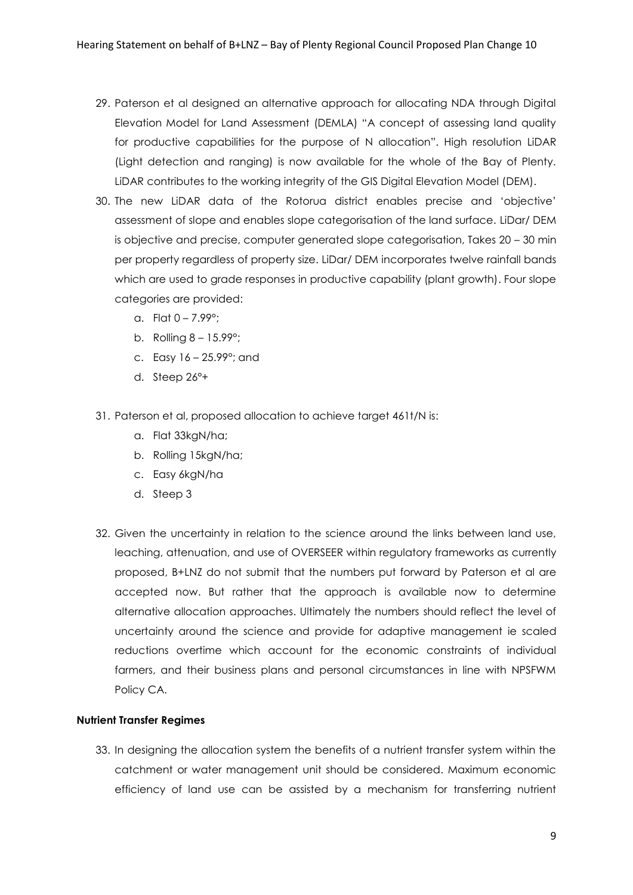29. Paterson et al designed an alternative approach for allocating NDA through Digital Elevation Model for Land Assessment (DEMLA) "A concept of assessing land quality for productive capabilities for the purpose of N allocation". High resolution LiDAR (Light detection and ranging) is now available for the whole of the Bay of Plenty. LiDAR contributes to the working integrity of the GIS Digital Elevation Model (DEM).

30. The new LiDAR data of the Rotorua district enables precise and 'objective' assessment of slope and enables slope categorisation of the land surface. LiDar/ DEM is objective and precise, computer generated slope categorisation, Takes 20 – 30 min per property regardless of property size. LiDar/ DEM incorporates twelve rainfall bands which are used to grade responses in productive capability (plant growth). Four slope categories are provided:

    a. Flat 0 – 7.99°;
    b. Rolling 8 – 15.99°;
    c. Easy 16 – 25.99°; and
    d. Steep 26°+

31. Paterson et al, proposed allocation to achieve target 461t/N is:

    a. Flat 33kgN/ha;
    b. Rolling 15kgN/ha;
    c. Easy 6kgN/ha
    d. Steep 3

32. Given the uncertainty in relation to the science around the links between land use, leaching, attenuation, and use of OVERSEER within regulatory frameworks as currently proposed, B+LNZ do not submit that the numbers put forward by Paterson et al are accepted now. But rather that the approach is available now to determine alternative allocation approaches. Ultimately the numbers should reflect the level of uncertainty around the science and provide for adaptive management ie scaled reductions overtime which account for the economic constraints of individual farmers, and their business plans and personal circumstances in line with NPSFWM Policy CA.

**Nutrient Transfer Regimes**

33. In designing the allocation system the benefits of a nutrient transfer system within the catchment or water management unit should be considered. Maximum economic efficiency of land use can be assisted by a mechanism for transferring nutrient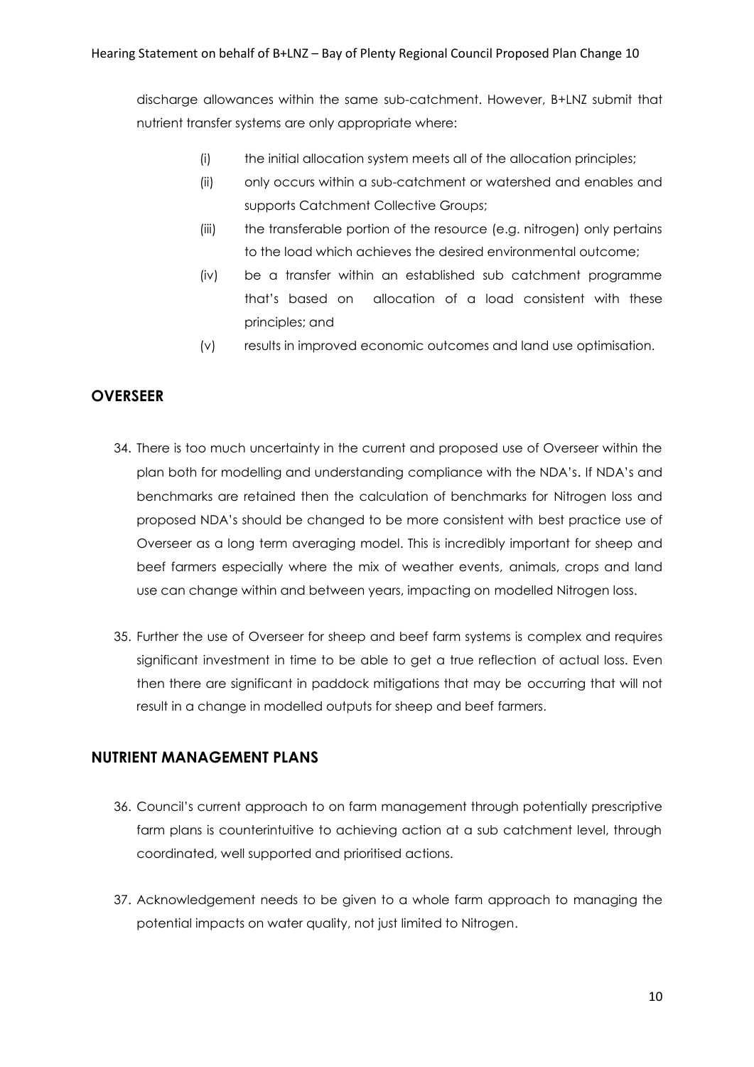discharge allowances within the same sub-catchment. However, B+LNZ submit that nutrient transfer systems are only appropriate where:

(i) the initial allocation system meets all of the allocation principles;

(ii) only occurs within a sub-catchment or watershed and enables and supports Catchment Collective Groups;

(iii) the transferable portion of the resource (e.g. nitrogen) only pertains to the load which achieves the desired environmental outcome;

(iv) be a transfer within an established sub catchment programme that's based on allocation of a load consistent with these principles; and

(v) results in improved economic outcomes and land use optimisation.

## OVERSEER

34. There is too much uncertainty in the current and proposed use of Overseer within the plan both for modelling and understanding compliance with the NDA's. If NDA's and benchmarks are retained then the calculation of benchmarks for Nitrogen loss and proposed NDA's should be changed to be more consistent with best practice use of Overseer as a long term averaging model. This is incredibly important for sheep and beef farmers especially where the mix of weather events, animals, crops and land use can change within and between years, impacting on modelled Nitrogen loss.

35. Further the use of Overseer for sheep and beef farm systems is complex and requires significant investment in time to be able to get a true reflection of actual loss. Even then there are significant in paddock mitigations that may be occurring that will not result in a change in modelled outputs for sheep and beef farmers.

## NUTRIENT MANAGEMENT PLANS

36. Council's current approach to on farm management through potentially prescriptive farm plans is counterintuitive to achieving action at a sub catchment level, through coordinated, well supported and prioritised actions.

37. Acknowledgement needs to be given to a whole farm approach to managing the potential impacts on water quality, not just limited to Nitrogen.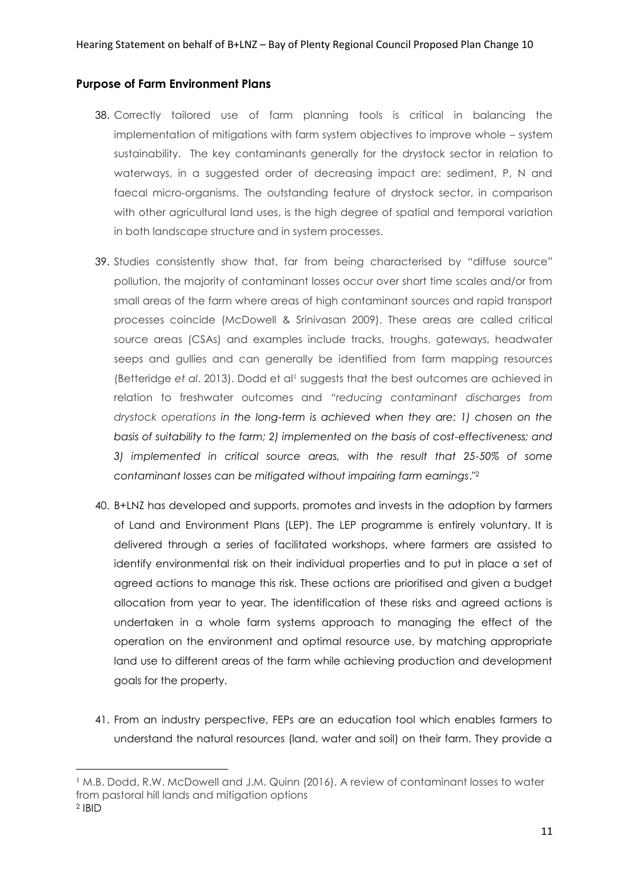## Purpose of Farm Environment Plans

38. Correctly tailored use of farm planning tools is critical in balancing the implementation of mitigations with farm system objectives to improve whole – system sustainability. The key contaminants generally for the drystock sector in relation to waterways, in a suggested order of decreasing impact are: sediment, P, N and faecal micro-organisms. The outstanding feature of drystock sector, in comparison with other agricultural land uses, is the high degree of spatial and temporal variation in both landscape structure and in system processes.

39. Studies consistently show that, far from being characterised by "diffuse source" pollution, the majority of contaminant losses occur over short time scales and/or from small areas of the farm where areas of high contaminant sources and rapid transport processes coincide (McDowell & Srinivasan 2009). These areas are called critical source areas (CSAs) and examples include tracks, troughs, gateways, headwater seeps and gullies and can generally be identified from farm mapping resources (Betteridge *et al*. 2013). Dodd et al[1] suggests that the best outcomes are achieved in relation to freshwater outcomes and "*reducing contaminant discharges from drystock operations in the long-term is achieved when they are: 1) chosen on the basis of suitability to the farm; 2) implemented on the basis of cost-effectiveness; and 3) implemented in critical source areas, with the result that 25-50% of some contaminant losses can be mitigated without impairing farm earnings*."[2]

40. B+LNZ has developed and supports, promotes and invests in the adoption by farmers of Land and Environment Plans (LEP). The LEP programme is entirely voluntary. It is delivered through a series of facilitated workshops, where farmers are assisted to identify environmental risk on their individual properties and to put in place a set of agreed actions to manage this risk. These actions are prioritised and given a budget allocation from year to year. The identification of these risks and agreed actions is undertaken in a whole farm systems approach to managing the effect of the operation on the environment and optimal resource use, by matching appropriate land use to different areas of the farm while achieving production and development goals for the property.

41. From an industry perspective, FEPs are an education tool which enables farmers to understand the natural resources (land, water and soil) on their farm. They provide a

---

[1] M.B. Dodd, R.W. McDowell and J.M. Quinn (2016). A review of contaminant losses to water from pastoral hill lands and mitigation options

[2] IBID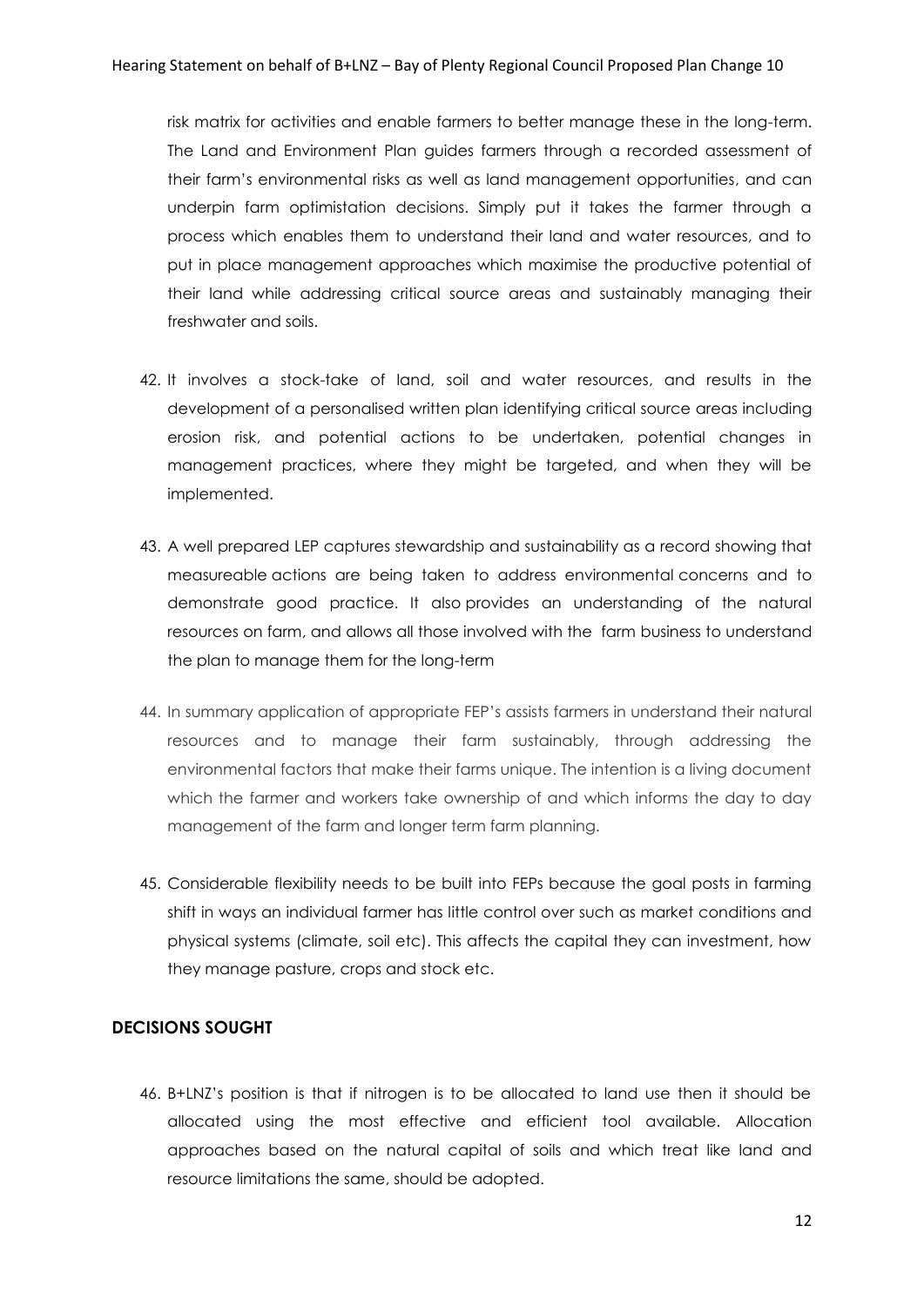risk matrix for activities and enable farmers to better manage these in the long-term. The Land and Environment Plan guides farmers through a recorded assessment of their farm's environmental risks as well as land management opportunities, and can underpin farm optimistation decisions. Simply put it takes the farmer through a process which enables them to understand their land and water resources, and to put in place management approaches which maximise the productive potential of their land while addressing critical source areas and sustainably managing their freshwater and soils.

42. It involves a stock-take of land, soil and water resources, and results in the development of a personalised written plan identifying critical source areas including erosion risk, and potential actions to be undertaken, potential changes in management practices, where they might be targeted, and when they will be implemented.

43. A well prepared LEP captures stewardship and sustainability as a record showing that measureable actions are being taken to address environmental concerns and to demonstrate good practice. It also provides an understanding of the natural resources on farm, and allows all those involved with the farm business to understand the plan to manage them for the long-term

44. In summary application of appropriate FEP's assists farmers in understand their natural resources and to manage their farm sustainably, through addressing the environmental factors that make their farms unique. The intention is a living document which the farmer and workers take ownership of and which informs the day to day management of the farm and longer term farm planning.

45. Considerable flexibility needs to be built into FEPs because the goal posts in farming shift in ways an individual farmer has little control over such as market conditions and physical systems (climate, soil etc). This affects the capital they can investment, how they manage pasture, crops and stock etc.

## DECISIONS SOUGHT

46. B+LNZ's position is that if nitrogen is to be allocated to land use then it should be allocated using the most effective and efficient tool available. Allocation approaches based on the natural capital of soils and which treat like land and resource limitations the same, should be adopted.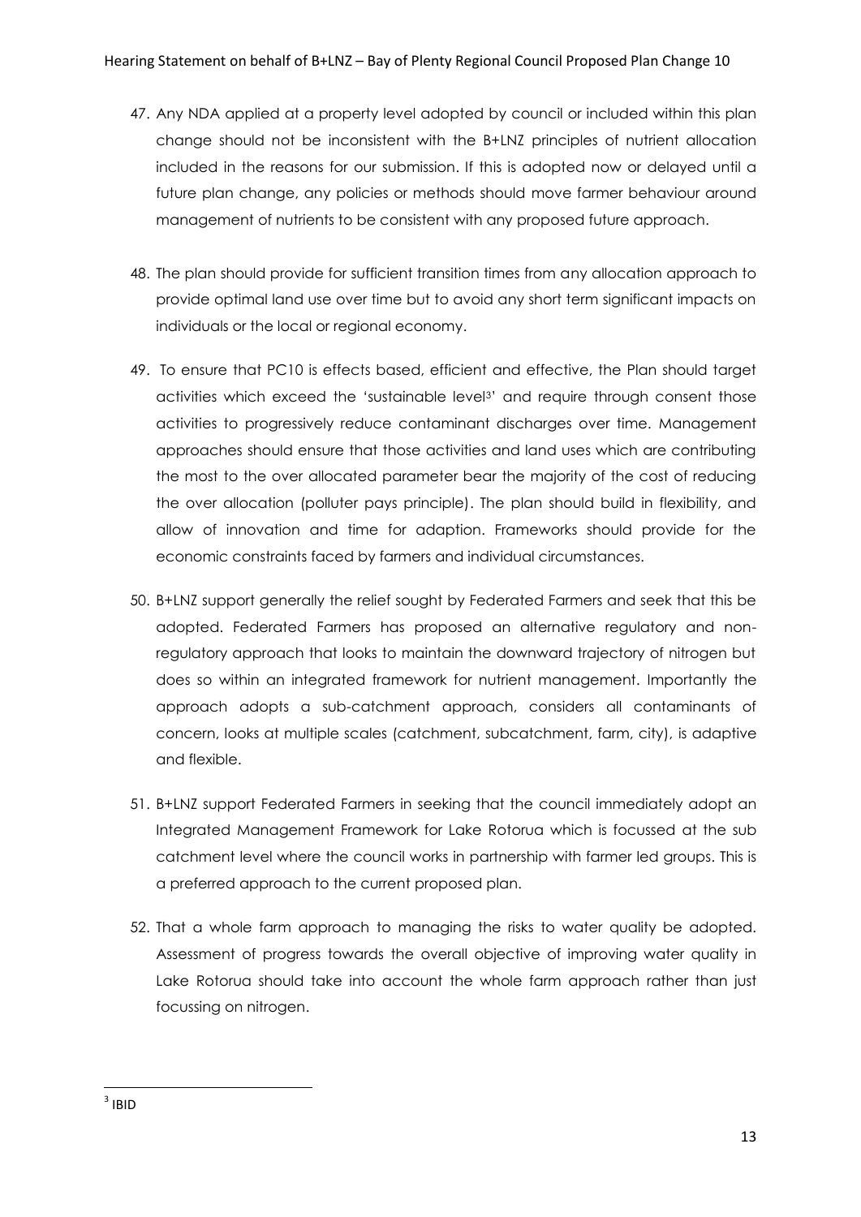47. Any NDA applied at a property level adopted by council or included within this plan change should not be inconsistent with the B+LNZ principles of nutrient allocation included in the reasons for our submission. If this is adopted now or delayed until a future plan change, any policies or methods should move farmer behaviour around management of nutrients to be consistent with any proposed future approach.

48. The plan should provide for sufficient transition times from any allocation approach to provide optimal land use over time but to avoid any short term significant impacts on individuals or the local or regional economy.

49. To ensure that PC10 is effects based, efficient and effective, the Plan should target activities which exceed the 'sustainable level[3]' and require through consent those activities to progressively reduce contaminant discharges over time. Management approaches should ensure that those activities and land uses which are contributing the most to the over allocated parameter bear the majority of the cost of reducing the over allocation (polluter pays principle). The plan should build in flexibility, and allow of innovation and time for adaption. Frameworks should provide for the economic constraints faced by farmers and individual circumstances.

50. B+LNZ support generally the relief sought by Federated Farmers and seek that this be adopted. Federated Farmers has proposed an alternative regulatory and non-regulatory approach that looks to maintain the downward trajectory of nitrogen but does so within an integrated framework for nutrient management. Importantly the approach adopts a sub-catchment approach, considers all contaminants of concern, looks at multiple scales (catchment, subcatchment, farm, city), is adaptive and flexible.

51. B+LNZ support Federated Farmers in seeking that the council immediately adopt an Integrated Management Framework for Lake Rotorua which is focussed at the sub catchment level where the council works in partnership with farmer led groups. This is a preferred approach to the current proposed plan.

52. That a whole farm approach to managing the risks to water quality be adopted. Assessment of progress towards the overall objective of improving water quality in Lake Rotorua should take into account the whole farm approach rather than just focussing on nitrogen.

---

[3] IBID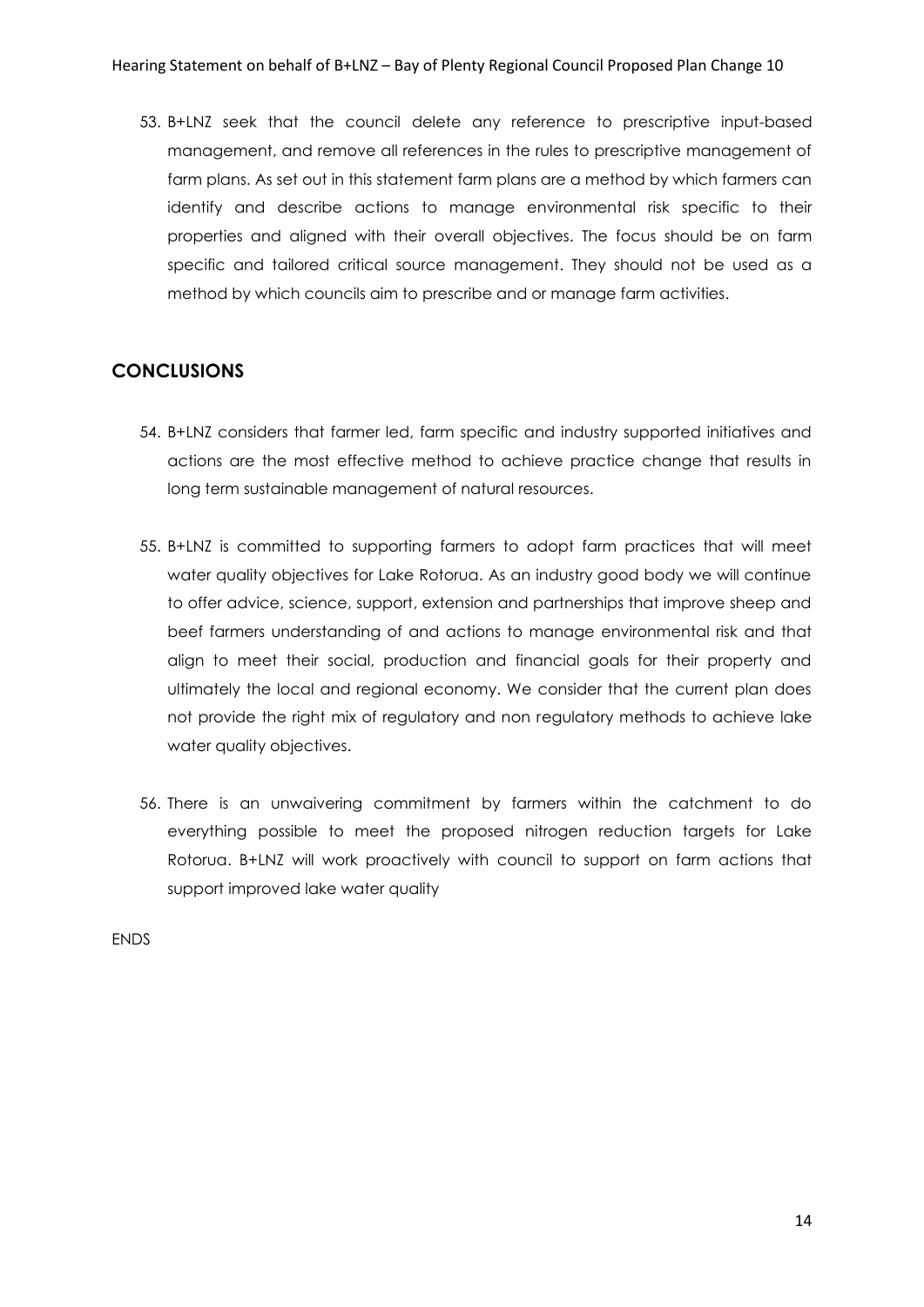53. B+LNZ seek that the council delete any reference to prescriptive input-based management, and remove all references in the rules to prescriptive management of farm plans. As set out in this statement farm plans are a method by which farmers can identify and describe actions to manage environmental risk specific to their properties and aligned with their overall objectives. The focus should be on farm specific and tailored critical source management. They should not be used as a method by which councils aim to prescribe and or manage farm activities.

## CONCLUSIONS

54. B+LNZ considers that farmer led, farm specific and industry supported initiatives and actions are the most effective method to achieve practice change that results in long term sustainable management of natural resources.

55. B+LNZ is committed to supporting farmers to adopt farm practices that will meet water quality objectives for Lake Rotorua. As an industry good body we will continue to offer advice, science, support, extension and partnerships that improve sheep and beef farmers understanding of and actions to manage environmental risk and that align to meet their social, production and financial goals for their property and ultimately the local and regional economy. We consider that the current plan does not provide the right mix of regulatory and non regulatory methods to achieve lake water quality objectives.

56. There is an unwaivering commitment by farmers within the catchment to do everything possible to meet the proposed nitrogen reduction targets for Lake Rotorua. B+LNZ will work proactively with council to support on farm actions that support improved lake water quality

ENDS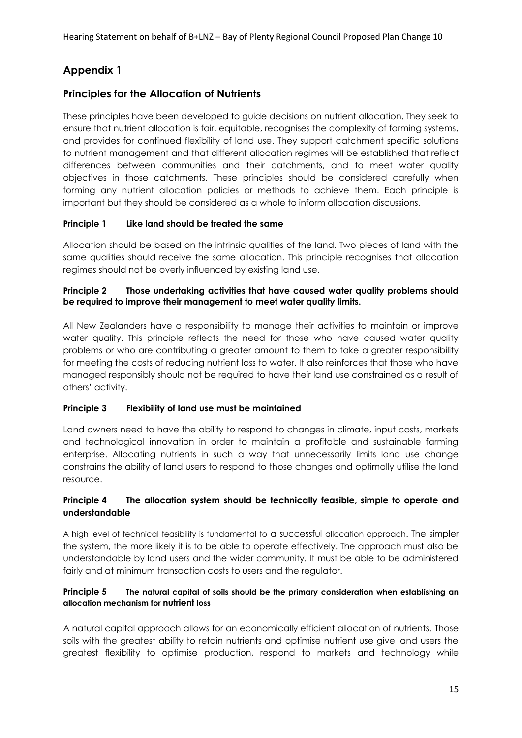## Appendix 1

## Principles for the Allocation of Nutrients

These principles have been developed to guide decisions on nutrient allocation. They seek to ensure that nutrient allocation is fair, equitable, recognises the complexity of farming systems, and provides for continued flexibility of land use. They support catchment specific solutions to nutrient management and that different allocation regimes will be established that reflect differences between communities and their catchments, and to meet water quality objectives in those catchments. These principles should be considered carefully when forming any nutrient allocation policies or methods to achieve them. Each principle is important but they should be considered as a whole to inform allocation discussions.

**Principle 1 Like land should be treated the same**

Allocation should be based on the intrinsic qualities of the land. Two pieces of land with the same qualities should receive the same allocation. This principle recognises that allocation regimes should not be overly influenced by existing land use.

**Principle 2 Those undertaking activities that have caused water quality problems should be required to improve their management to meet water quality limits.**

All New Zealanders have a responsibility to manage their activities to maintain or improve water quality. This principle reflects the need for those who have caused water quality problems or who are contributing a greater amount to them to take a greater responsibility for meeting the costs of reducing nutrient loss to water. It also reinforces that those who have managed responsibly should not be required to have their land use constrained as a result of others' activity.

**Principle 3 Flexibility of land use must be maintained**

Land owners need to have the ability to respond to changes in climate, input costs, markets and technological innovation in order to maintain a profitable and sustainable farming enterprise. Allocating nutrients in such a way that unnecessarily limits land use change constrains the ability of land users to respond to those changes and optimally utilise the land resource.

**Principle 4 The allocation system should be technically feasible, simple to operate and understandable**

A high level of technical feasibility is fundamental to a successful allocation approach. The simpler the system, the more likely it is to be able to operate effectively. The approach must also be understandable by land users and the wider community. It must be able to be administered fairly and at minimum transaction costs to users and the regulator.

**Principle 5 The natural capital of soils should be the primary consideration when establishing an allocation mechanism for nutrient loss**

A natural capital approach allows for an economically efficient allocation of nutrients. Those soils with the greatest ability to retain nutrients and optimise nutrient use give land users the greatest flexibility to optimise production, respond to markets and technology while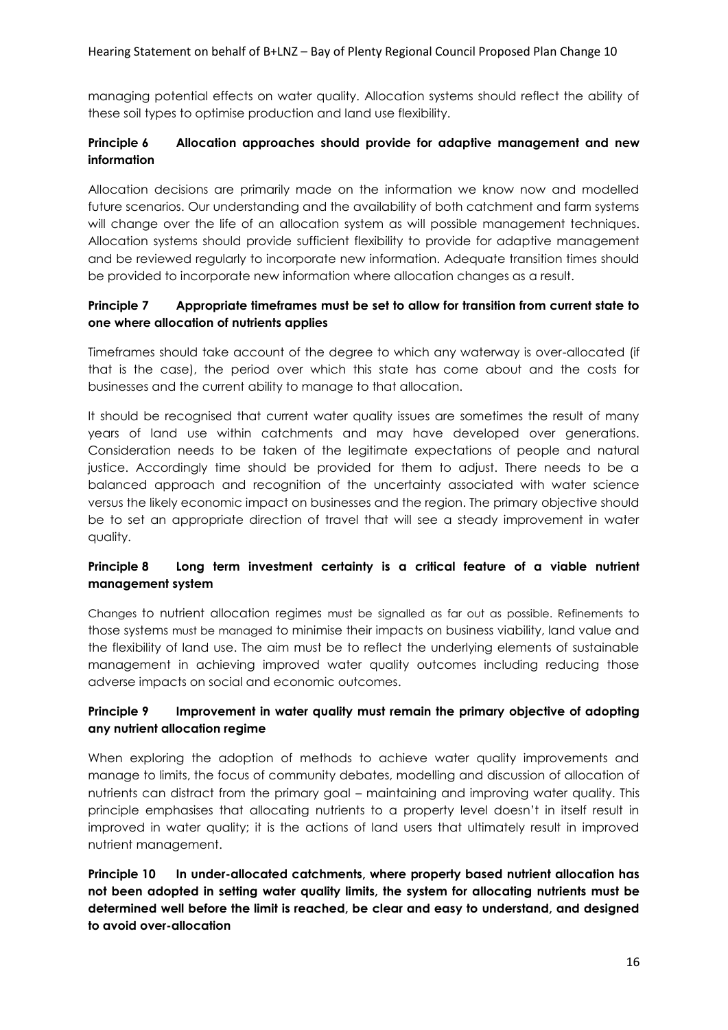managing potential effects on water quality. Allocation systems should reflect the ability of these soil types to optimise production and land use flexibility.

**Principle 6 Allocation approaches should provide for adaptive management and new information**

Allocation decisions are primarily made on the information we know now and modelled future scenarios. Our understanding and the availability of both catchment and farm systems will change over the life of an allocation system as will possible management techniques. Allocation systems should provide sufficient flexibility to provide for adaptive management and be reviewed regularly to incorporate new information. Adequate transition times should be provided to incorporate new information where allocation changes as a result.

**Principle 7 Appropriate timeframes must be set to allow for transition from current state to one where allocation of nutrients applies**

Timeframes should take account of the degree to which any waterway is over-allocated (if that is the case), the period over which this state has come about and the costs for businesses and the current ability to manage to that allocation.

It should be recognised that current water quality issues are sometimes the result of many years of land use within catchments and may have developed over generations. Consideration needs to be taken of the legitimate expectations of people and natural justice. Accordingly time should be provided for them to adjust. There needs to be a balanced approach and recognition of the uncertainty associated with water science versus the likely economic impact on businesses and the region. The primary objective should be to set an appropriate direction of travel that will see a steady improvement in water quality.

**Principle 8 Long term investment certainty is a critical feature of a viable nutrient management system**

Changes to nutrient allocation regimes must be signalled as far out as possible. Refinements to those systems must be managed to minimise their impacts on business viability, land value and the flexibility of land use. The aim must be to reflect the underlying elements of sustainable management in achieving improved water quality outcomes including reducing those adverse impacts on social and economic outcomes.

**Principle 9 Improvement in water quality must remain the primary objective of adopting any nutrient allocation regime**

When exploring the adoption of methods to achieve water quality improvements and manage to limits, the focus of community debates, modelling and discussion of allocation of nutrients can distract from the primary goal – maintaining and improving water quality. This principle emphasises that allocating nutrients to a property level doesn't in itself result in improved in water quality; it is the actions of land users that ultimately result in improved nutrient management.

**Principle 10 In under-allocated catchments, where property based nutrient allocation has not been adopted in setting water quality limits, the system for allocating nutrients must be determined well before the limit is reached, be clear and easy to understand, and designed to avoid over-allocation**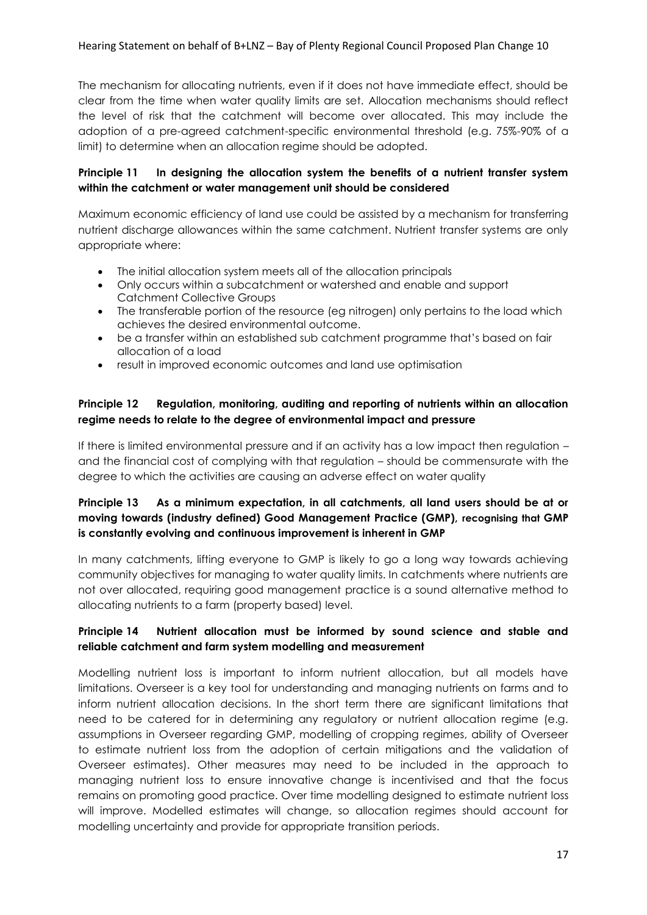The mechanism for allocating nutrients, even if it does not have immediate effect, should be clear from the time when water quality limits are set. Allocation mechanisms should reflect the level of risk that the catchment will become over allocated. This may include the adoption of a pre-agreed catchment-specific environmental threshold (e.g. 75%-90% of a limit) to determine when an allocation regime should be adopted.

**Principle 11 In designing the allocation system the benefits of a nutrient transfer system within the catchment or water management unit should be considered**

Maximum economic efficiency of land use could be assisted by a mechanism for transferring nutrient discharge allowances within the same catchment. Nutrient transfer systems are only appropriate where:

- The initial allocation system meets all of the allocation principals
- Only occurs within a subcatchment or watershed and enable and support Catchment Collective Groups
- The transferable portion of the resource (eg nitrogen) only pertains to the load which achieves the desired environmental outcome.
- be a transfer within an established sub catchment programme that's based on fair allocation of a load
- result in improved economic outcomes and land use optimisation

**Principle 12 Regulation, monitoring, auditing and reporting of nutrients within an allocation regime needs to relate to the degree of environmental impact and pressure**

If there is limited environmental pressure and if an activity has a low impact then regulation – and the financial cost of complying with that regulation – should be commensurate with the degree to which the activities are causing an adverse effect on water quality

**Principle 13 As a minimum expectation, in all catchments, all land users should be at or moving towards (industry defined) Good Management Practice (GMP), recognising that GMP is constantly evolving and continuous improvement is inherent in GMP**

In many catchments, lifting everyone to GMP is likely to go a long way towards achieving community objectives for managing to water quality limits. In catchments where nutrients are not over allocated, requiring good management practice is a sound alternative method to allocating nutrients to a farm (property based) level.

**Principle 14 Nutrient allocation must be informed by sound science and stable and reliable catchment and farm system modelling and measurement**

Modelling nutrient loss is important to inform nutrient allocation, but all models have limitations. Overseer is a key tool for understanding and managing nutrients on farms and to inform nutrient allocation decisions. In the short term there are significant limitations that need to be catered for in determining any regulatory or nutrient allocation regime (e.g. assumptions in Overseer regarding GMP, modelling of cropping regimes, ability of Overseer to estimate nutrient loss from the adoption of certain mitigations and the validation of Overseer estimates). Other measures may need to be included in the approach to managing nutrient loss to ensure innovative change is incentivised and that the focus remains on promoting good practice. Over time modelling designed to estimate nutrient loss will improve. Modelled estimates will change, so allocation regimes should account for modelling uncertainty and provide for appropriate transition periods.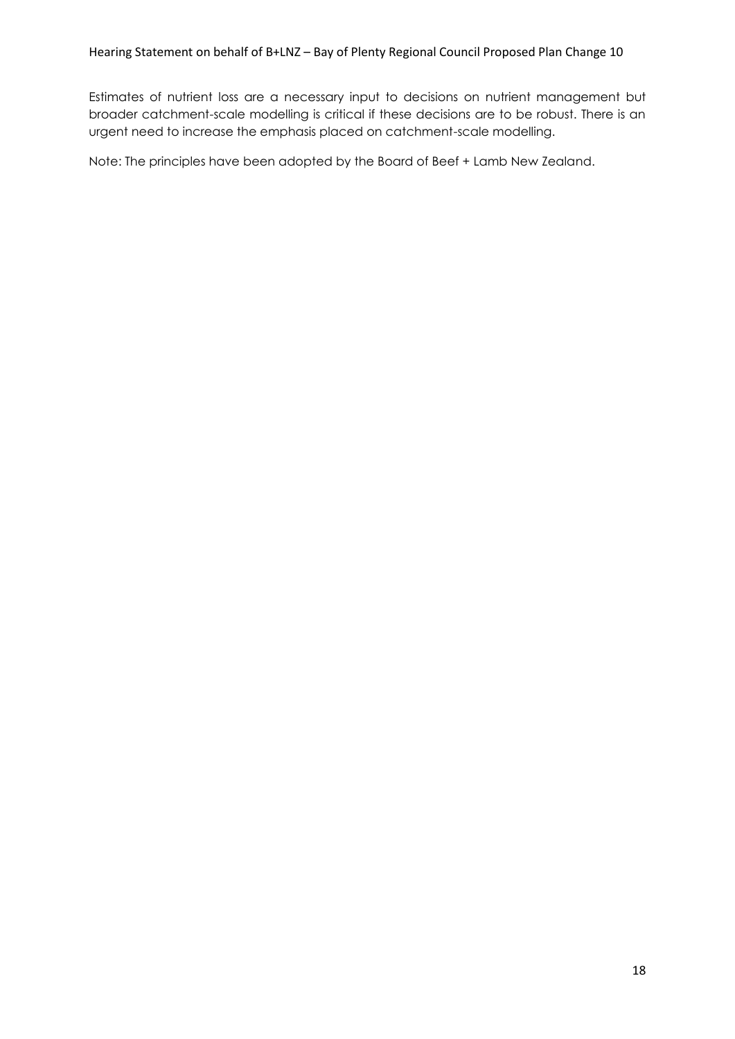Estimates of nutrient loss are a necessary input to decisions on nutrient management but broader catchment-scale modelling is critical if these decisions are to be robust. There is an urgent need to increase the emphasis placed on catchment-scale modelling.

Note: The principles have been adopted by the Board of Beef + Lamb New Zealand.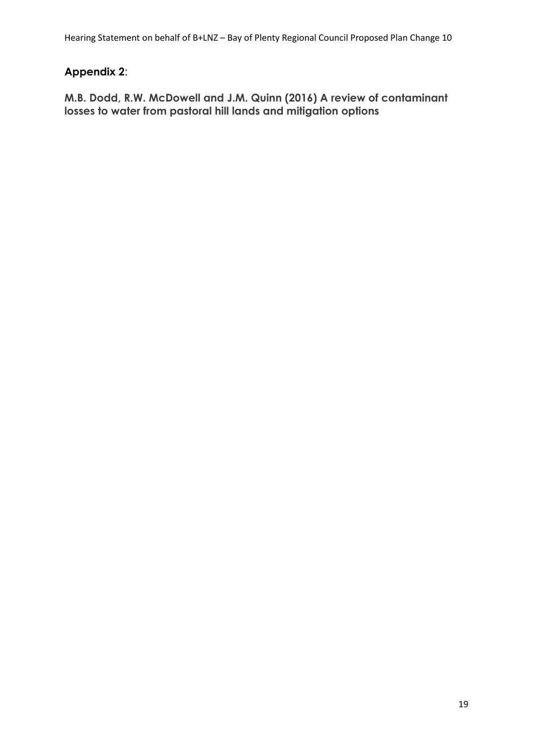## Appendix 2:

**M.B. Dodd, R.W. McDowell and J.M. Quinn (2016) A review of contaminant losses to water from pastoral hill lands and mitigation options**